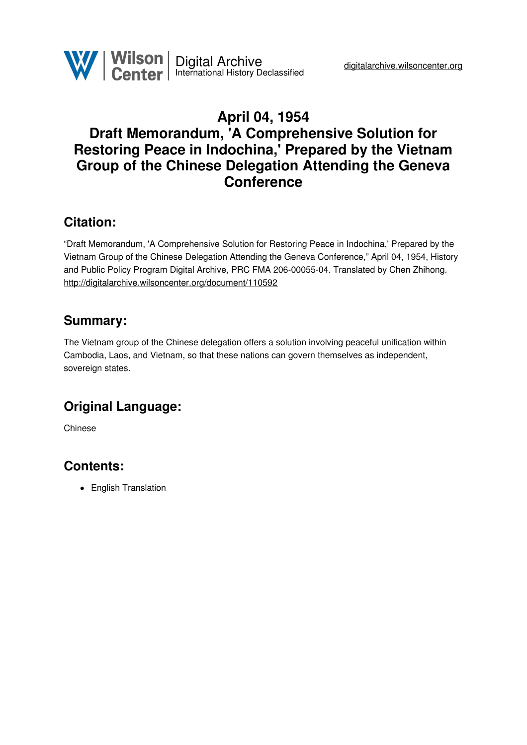# April 04, 1954
# Draft Memorandum, 'A Comprehensive Solution for Restoring Peace in Indochina,' Prepared by the Vietnam Group of the Chinese Delegation Attending the Geneva Conference

## Citation:

"Draft Memorandum, 'A Comprehensive Solution for Restoring Peace in Indochina,' Prepared by the Vietnam Group of the Chinese Delegation Attending the Geneva Conference," April 04, 1954, History and Public Policy Program Digital Archive, PRC FMA 206-00055-04. Translated by Chen Zhihong. http://digitalarchive.wilsoncenter.org/document/110592

## Summary:

The Vietnam group of the Chinese delegation offers a solution involving peaceful unification within Cambodia, Laos, and Vietnam, so that these nations can govern themselves as independent, sovereign states.

## Original Language:

Chinese

## Contents:

- English Translation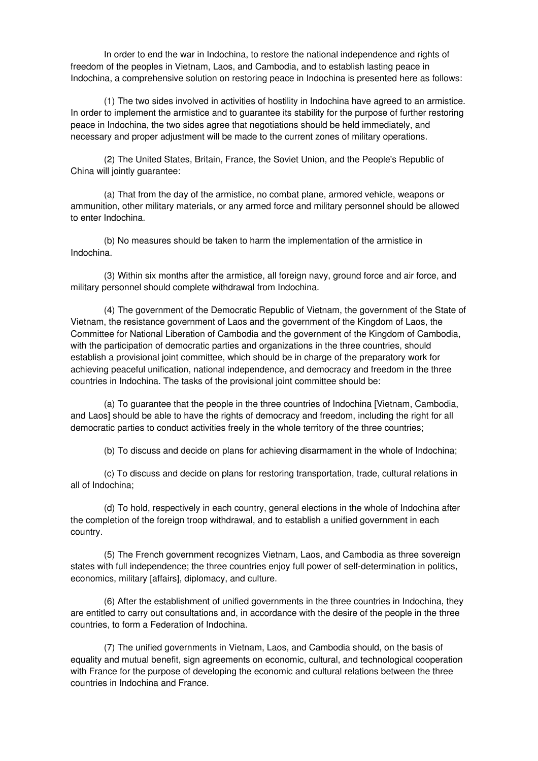In order to end the war in Indochina, to restore the national independence and rights of freedom of the peoples in Vietnam, Laos, and Cambodia, and to establish lasting peace in Indochina, a comprehensive solution on restoring peace in Indochina is presented here as follows:

(1) The two sides involved in activities of hostility in Indochina have agreed to an armistice. In order to implement the armistice and to guarantee its stability for the purpose of further restoring peace in Indochina, the two sides agree that negotiations should be held immediately, and necessary and proper adjustment will be made to the current zones of military operations.

(2) The United States, Britain, France, the Soviet Union, and the People's Republic of China will jointly guarantee:

(a) That from the day of the armistice, no combat plane, armored vehicle, weapons or ammunition, other military materials, or any armed force and military personnel should be allowed to enter Indochina.

(b) No measures should be taken to harm the implementation of the armistice in Indochina.

(3) Within six months after the armistice, all foreign navy, ground force and air force, and military personnel should complete withdrawal from Indochina.

(4) The government of the Democratic Republic of Vietnam, the government of the State of Vietnam, the resistance government of Laos and the government of the Kingdom of Laos, the Committee for National Liberation of Cambodia and the government of the Kingdom of Cambodia, with the participation of democratic parties and organizations in the three countries, should establish a provisional joint committee, which should be in charge of the preparatory work for achieving peaceful unification, national independence, and democracy and freedom in the three countries in Indochina. The tasks of the provisional joint committee should be:

(a) To guarantee that the people in the three countries of Indochina [Vietnam, Cambodia, and Laos] should be able to have the rights of democracy and freedom, including the right for all democratic parties to conduct activities freely in the whole territory of the three countries;

(b) To discuss and decide on plans for achieving disarmament in the whole of Indochina;

(c) To discuss and decide on plans for restoring transportation, trade, cultural relations in all of Indochina;

(d) To hold, respectively in each country, general elections in the whole of Indochina after the completion of the foreign troop withdrawal, and to establish a unified government in each country.

(5) The French government recognizes Vietnam, Laos, and Cambodia as three sovereign states with full independence; the three countries enjoy full power of self-determination in politics, economics, military [affairs], diplomacy, and culture.

(6) After the establishment of unified governments in the three countries in Indochina, they are entitled to carry out consultations and, in accordance with the desire of the people in the three countries, to form a Federation of Indochina.

(7) The unified governments in Vietnam, Laos, and Cambodia should, on the basis of equality and mutual benefit, sign agreements on economic, cultural, and technological cooperation with France for the purpose of developing the economic and cultural relations between the three countries in Indochina and France.